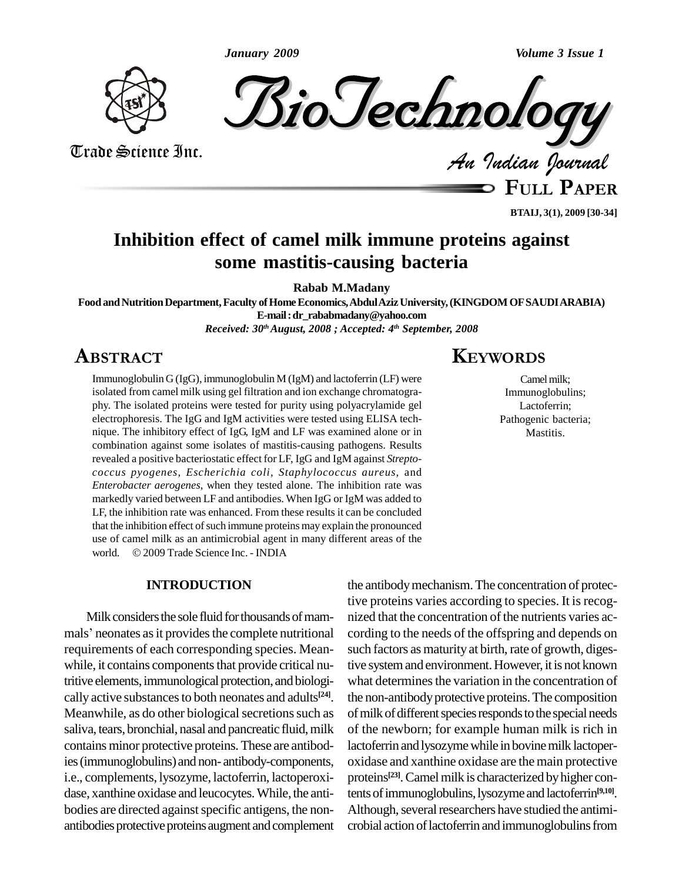# Inhibition effect of camel milk immune proteins against some mastitis-causing bacteria

**Rabab M.Madany**

**Food and Nutrition Department, Faculty of Home Economics, Abdul Aziz University, (KINGDOM OF SAUDI ARABIA)**

**E-mail : dr_rababmadany@yahoo.com**

*Received: 30th August, 2008 ; Accepted: 4th September, 2008*

## ABSTRACT

Immunoglobulin G (IgG), immunoglobulin M (IgM) and lactoferrin (LF) were isolated from camel milk using gel filtration and ion exchange chromatography. The isolated proteins were tested for purity using polyacrylamide gel electrophoresis. The IgG and IgM activities were tested using ELISA technique. The inhibitory effect of IgG, IgM and LF was examined alone or in combination against some isolates of mastitis-causing pathogens. Results revealed a positive bacteriostatic effect for LF, IgG and IgM against *Streptococcus pyogenes, Escherichia coli, Staphylococcus aureus,* and *Enterobacter aerogenes*, when they tested alone. The inhibition rate was markedly varied between LF and antibodies. When IgG or IgM was added to LF, the inhibition rate was enhanced. From these results it can be concluded that the inhibition effect of such immune proteins may explain the pronounced use of camel milk as an antimicrobial agent in many different areas of the world. © 2009 Trade Science Inc. - INDIA

## KEYWORDS

Camel milk;
Immunoglobulins;
Lactoferrin;
Pathogenic bacteria;
Mastitis.

## INTRODUCTION

Milk considers the sole fluid for thousands of mammals' neonates as it provides the complete nutritional requirements of each corresponding species. Meanwhile, it contains components that provide critical nutritive elements, immunological protection, and biologically active substances to both neonates and adults[24]. Meanwhile, as do other biological secretions such as saliva, tears, bronchial, nasal and pancreatic fluid, milk contains minor protective proteins. These are antibodies (immunoglobulins) and non- antibody-components, i.e., complements, lysozyme, lactoferrin, lactoperoxidase, xanthine oxidase and leucocytes. While, the antibodies are directed against specific antigens, the non-antibodies protective proteins augment and complement the antibody mechanism. The concentration of protective proteins varies according to species. It is recognized that the concentration of the nutrients varies according to the needs of the offspring and depends on such factors as maturity at birth, rate of growth, digestive system and environment. However, it is not known what determines the variation in the concentration of the non-antibody protective proteins. The composition of milk of different species responds to the special needs of the newborn; for example human milk is rich in lactoferrin and lysozyme while in bovine milk lactoperoxidase and xanthine oxidase are the main protective proteins[23]. Camel milk is characterized by higher contents of immunoglobulins, lysozyme and lactoferrin[9,10]. Although, several researchers have studied the antimicrobial action of lactoferrin and immunoglobulins from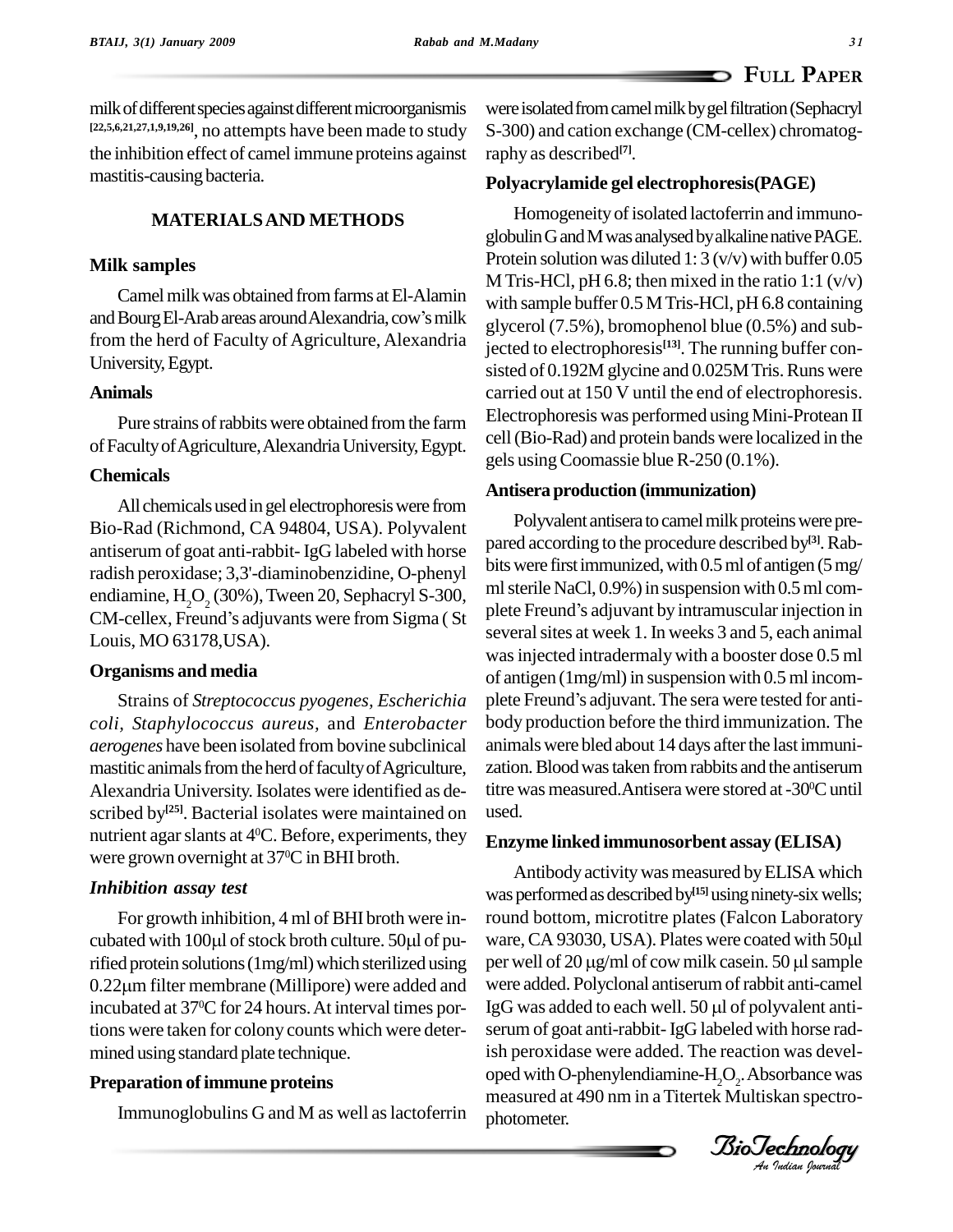milk of different species against different microorganismis [22,5,6,21,27,1,9,19,26], no attempts have been made to study the inhibition effect of camel immune proteins against mastitis-causing bacteria.

## MATERIALS AND METHODS

### Milk samples

Camel milk was obtained from farms at El-Alamin and Bourg El-Arab areas around Alexandria, cow's milk from the herd of Faculty of Agriculture, Alexandria University, Egypt.

### Animals

Pure strains of rabbits were obtained from the farm of Faculty of Agriculture, Alexandria University, Egypt.

### Chemicals

All chemicals used in gel electrophoresis were from Bio-Rad (Richmond, CA 94804, USA). Polyvalent antiserum of goat anti-rabbit- IgG labeled with horse radish peroxidase; 3,3'-diaminobenzidine, O-phenyl endiamine, $H_2O_2$ (30%), Tween 20, Sephacryl S-300, CM-cellex, Freund's adjuvants were from Sigma ( St Louis, MO 63178,USA).

### Organisms and media

Strains of *Streptococcus pyogenes*, *Escherichia coli*, *Staphylococcus aureus*, and *Enterobacter aerogenes* have been isolated from bovine subclinical mastitic animals from the herd of faculty of Agriculture, Alexandria University. Isolates were identified as described by[25]. Bacterial isolates were maintained on nutrient agar slants at 4$^0$C. Before, experiments, they were grown overnight at 37$^0$C in BHI broth.

### *Inhibition assay test*

For growth inhibition, 4 ml of BHI broth were incubated with 100µl of stock broth culture. 50µl of purified protein solutions (1mg/ml) which sterilized using 0.22µm filter membrane (Millipore) were added and incubated at 37$^0$C for 24 hours. At interval times portions were taken for colony counts which were determined using standard plate technique.

### Preparation of immune proteins

Immunoglobulins G and M as well as lactoferrin were isolated from camel milk by gel filtration (Sephacryl S-300) and cation exchange (CM-cellex) chromatography as described[7].

### Polyacrylamide gel electrophoresis(PAGE)

Homogeneity of isolated lactoferrin and immunoglobulin G and M was analysed by alkaline native PAGE. Protein solution was diluted 1: 3 (v/v) with buffer 0.05 M Tris-HCl, pH 6.8; then mixed in the ratio 1:1 (v/v) with sample buffer 0.5 M Tris-HCl, pH 6.8 containing glycerol (7.5%), bromophenol blue (0.5%) and subjected to electrophoresis[13]. The running buffer consisted of 0.192M glycine and 0.025M Tris. Runs were carried out at 150 V until the end of electrophoresis. Electrophoresis was performed using Mini-Protean II cell (Bio-Rad) and protein bands were localized in the gels using Coomassie blue R-250 (0.1%).

### Antisera production (immunization)

Polyvalent antisera to camel milk proteins were prepared according to the procedure described by[3]. Rabbits were first immunized, with 0.5 ml of antigen (5 mg/ml sterile NaCl, 0.9%) in suspension with 0.5 ml complete Freund's adjuvant by intramuscular injection in several sites at week 1. In weeks 3 and 5, each animal was injected intradermaly with a booster dose 0.5 ml of antigen (1mg/ml) in suspension with 0.5 ml incomplete Freund's adjuvant. The sera were tested for antibody production before the third immunization. The animals were bled about 14 days after the last immunization. Blood was taken from rabbits and the antiserum titre was measured.Antisera were stored at -30$^0$C until used.

### Enzyme linked immunosorbent assay (ELISA)

Antibody activity was measured by ELISA which was performed as described by[15] using ninety-six wells; round bottom, microtitre plates (Falcon Laboratory ware, CA 93030, USA). Plates were coated with 50µl per well of 20 µg/ml of cow milk casein. 50 µl sample were added. Polyclonal antiserum of rabbit anti-camel IgG was added to each well. 50 µl of polyvalent antiserum of goat anti-rabbit- IgG labeled with horse radish peroxidase were added. The reaction was developed with O-phenylendiamine-$H_2O_2$. Absorbance was measured at 490 nm in a Titertek Multiskan spectrophotometer.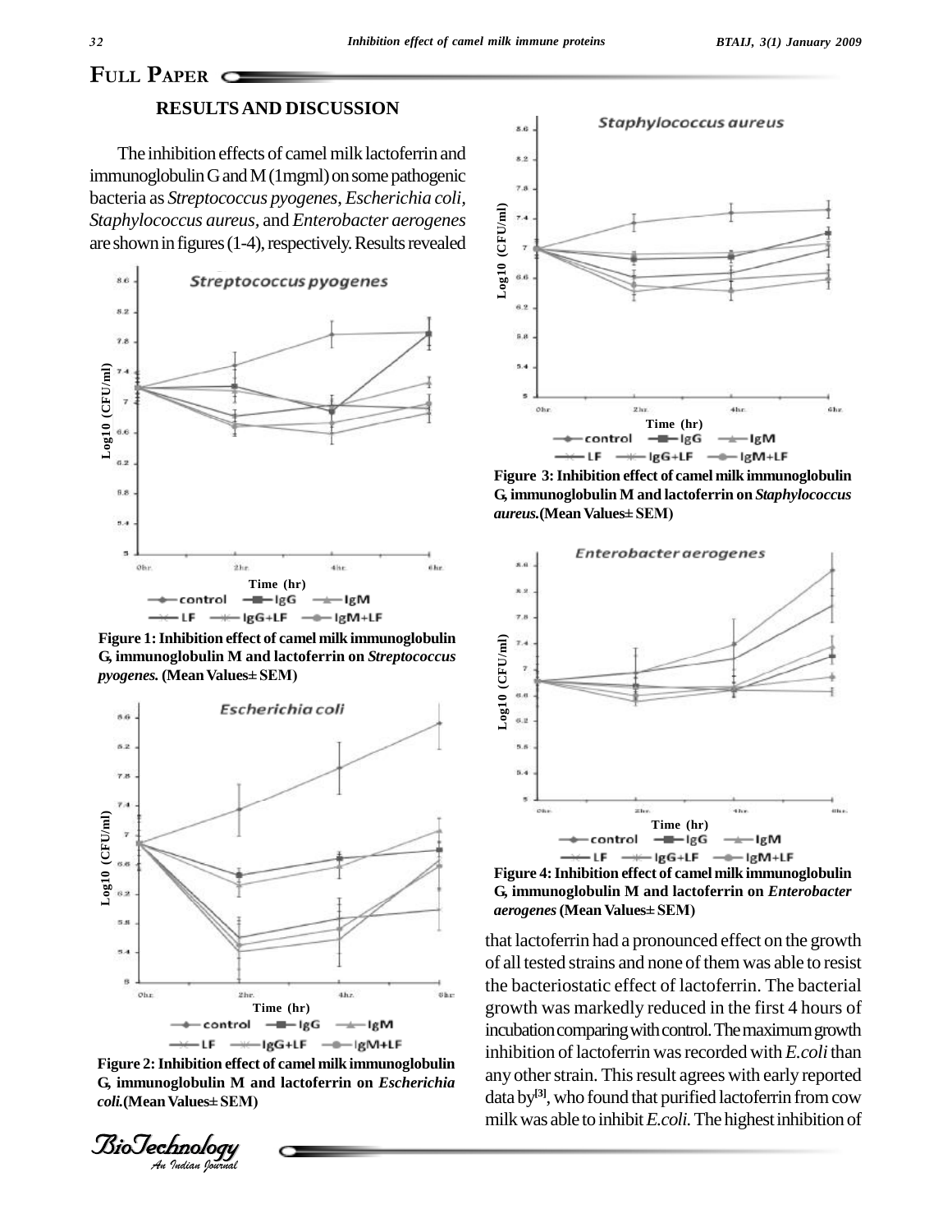## RESULTS AND DISCUSSION

The inhibition effects of camel milk lactoferrin and immunoglobulin G and M (1mgml) on some pathogenic bacteria as *Streptococcus pyogenes*, *Escherichia coli*, *Staphylococcus aureus*, and *Enterobacter aerogenes* are shown in figures (1-4), respectively. Results revealed

**Figure 1: Inhibition effect of camel milk immunoglobulin G, immunoglobulin M and lactoferrin on *Streptococcus pyogenes.* (Mean Values± SEM)**

**Figure 2: Inhibition effect of camel milk immunoglobulin G, immunoglobulin M and lactoferrin on *Escherichia coli.*(Mean Values± SEM)**

**Figure 3: Inhibition effect of camel milk immunoglobulin G, immunoglobulin M and lactoferrin on *Staphylococcus aureus.*(Mean Values± SEM)**

**Figure 4: Inhibition effect of camel milk immunoglobulin G, immunoglobulin M and lactoferrin on *Enterobacter aerogenes* (Mean Values± SEM)**

that lactoferrin had a pronounced effect on the growth of all tested strains and none of them was able to resist the bacteriostatic effect of lactoferrin. The bacterial growth was markedly reduced in the first 4 hours of incubation comparing with control. The maximum growth inhibition of lactoferrin was recorded with *E.coli* than any other strain. This result agrees with early reported data by[3], who found that purified lactoferrin from cow milk was able to inhibit *E.coli.* The highest inhibition of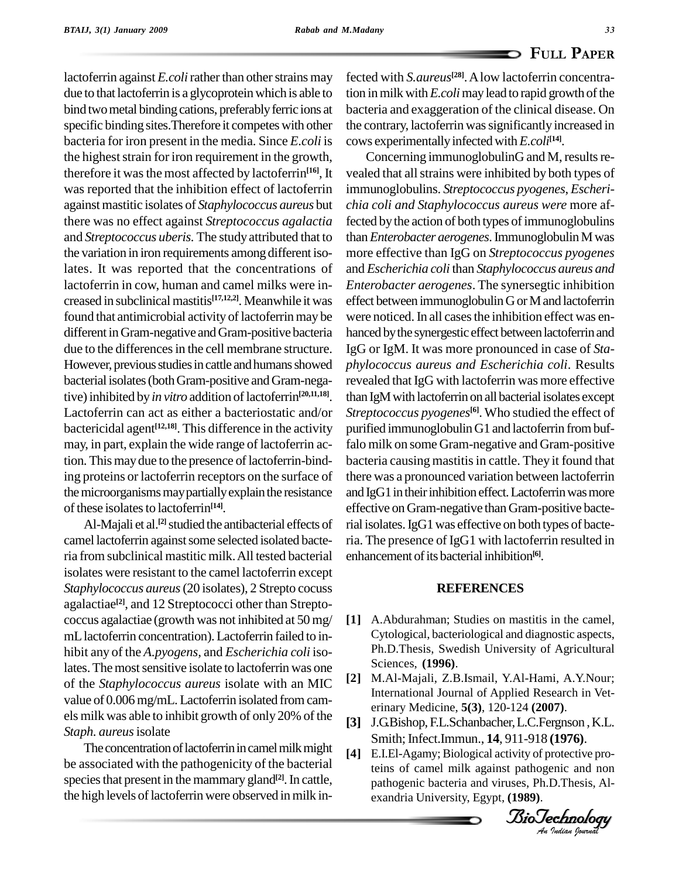lactoferrin against *E.coli* rather than other strains may due to that lactoferrin is a glycoprotein which is able to bind two metal binding cations, preferably ferric ions at specific binding sites.Therefore it competes with other bacteria for iron present in the media. Since *E.coli* is the highest strain for iron requirement in the growth, therefore it was the most affected by lactoferrin[16], It was reported that the inhibition effect of lactoferrin against mastitic isolates of *Staphylococcus aureus* but there was no effect against *Streptococcus agalactia* and *Streptococcus uberis.* The study attributed that to the variation in iron requirements among different isolates. It was reported that the concentrations of lactoferrin in cow, human and camel milks were increased in subclinical mastitis[17,12,2]. Meanwhile it was found that antimicrobial activity of lactoferrin may be different in Gram-negative and Gram-positive bacteria due to the differences in the cell membrane structure. However, previous studies in cattle and humans showed bacterial isolates (both Gram-positive and Gram-negative) inhibited by *in vitro* addition of lactoferrin[20,11,18]. Lactoferrin can act as either a bacteriostatic and/or bactericidal agent[12,18]. This difference in the activity may, in part, explain the wide range of lactoferrin action. This may due to the presence of lactoferrin-binding proteins or lactoferrin receptors on the surface of the microorganisms may partially explain the resistance of these isolates to lactoferrin[14].

Al-Majali et al.[2] studied the antibacterial effects of camel lactoferrin against some selected isolated bacteria from subclinical mastitic milk. All tested bacterial isolates were resistant to the camel lactoferrin except *Staphylococcus aureus* (20 isolates), 2 Strepto cocuss agalactiae[2], and 12 Streptococci other than Streptococcus agalactiae (growth was not inhibited at 50 mg/mL lactoferrin concentration). Lactoferrin failed to inhibit any of the *A.pyogens*, and *Escherichia coli* isolates. The most sensitive isolate to lactoferrin was one of the *Staphylococcus aureus* isolate with an MIC value of 0.006 mg/mL. Lactoferrin isolated from camels milk was able to inhibit growth of only 20% of the *Staph. aureus* isolate

The concentration of lactoferrin in camel milk might be associated with the pathogenicity of the bacterial species that present in the mammary gland[2]. In cattle, the high levels of lactoferrin were observed in milk infected with *S.aureus*[28]. A low lactoferrin concentration in milk with *E.coli* may lead to rapid growth of the bacteria and exaggeration of the clinical disease. On the contrary, lactoferrin was significantly increased in cows experimentally infected with *E.coli*[14].

Concerning immunoglobulinG and M, results revealed that all strains were inhibited by both types of immunoglobulins. *Streptococcus pyogenes*, *Escherichia coli and Staphylococcus aureus were* more affected by the action of both types of immunoglobulins than *Enterobacter aerogenes*. Immunoglobulin M was more effective than IgG on *Streptococcus pyogenes* and *Escherichia coli* than *Staphylococcus aureus and Enterobacter aerogenes*. The synersegtic inhibition effect between immunoglobulin G or M and lactoferrin were noticed. In all cases the inhibition effect was enhanced by the synergestic effect between lactoferrin and IgG or IgM. It was more pronounced in case of *Staphylococcus aureus and Escherichia coli*. Results revealed that IgG with lactoferrin was more effective than IgM with lactoferrin on all bacterial isolates except *Streptococcus pyogenes*[6]. Who studied the effect of purified immunoglobulin G1 and lactoferrin from buffalo milk on some Gram-negative and Gram-positive bacteria causing mastitis in cattle. They it found that there was a pronounced variation between lactoferrin and IgG1 in their inhibition effect. Lactoferrin was more effective on Gram-negative than Gram-positive bacterial isolates. IgG1 was effective on both types of bacteria. The presence of IgG1 with lactoferrin resulted in enhancement of its bacterial inhibition[6].

## REFERENCES

[1] A.Abdurahman; Studies on mastitis in the camel, Cytological, bacteriological and diagnostic aspects, Ph.D.Thesis, Swedish University of Agricultural Sciences, **(1996)**.

[2] M.Al-Majali, Z.B.Ismail, Y.Al-Hami, A.Y.Nour; International Journal of Applied Research in Veterinary Medicine, **5(3)**, 120-124 **(2007)**.

[3] J.G.Bishop, F.L.Schanbacher, L.C.Fergnson , K.L. Smith; Infect.Immun., **14**, 911-918 **(1976)**.

[4] E.I.El-Agamy; Biological activity of protective proteins of camel milk against pathogenic and non pathogenic bacteria and viruses, Ph.D.Thesis, Alexandria University, Egypt, **(1989)**.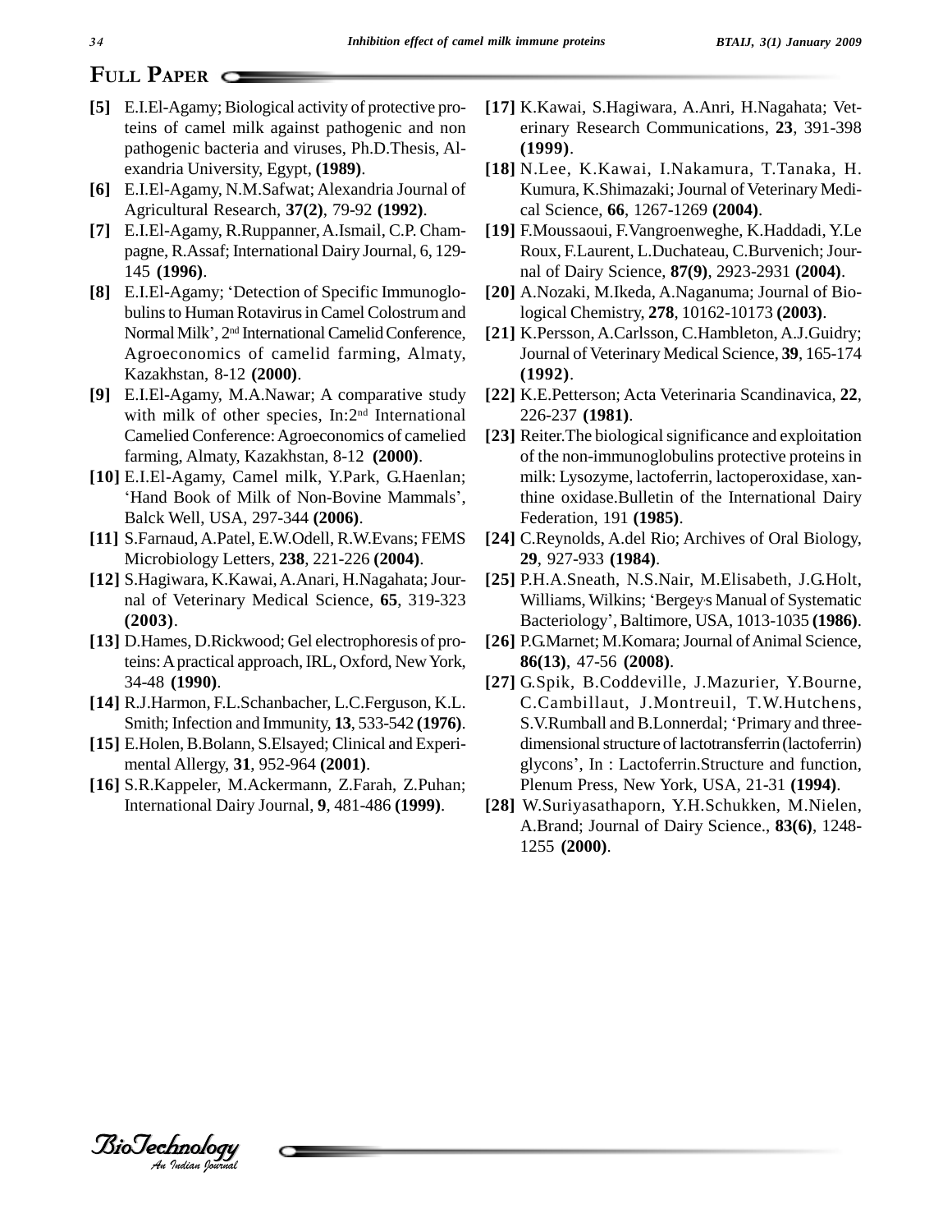[5] E.I.El-Agamy; Biological activity of protective proteins of camel milk against pathogenic and non pathogenic bacteria and viruses, Ph.D.Thesis, Alexandria University, Egypt, **(1989)**.

[6] E.I.El-Agamy, N.M.Safwat; Alexandria Journal of Agricultural Research, **37(2)**, 79-92 **(1992)**.

[7] E.I.El-Agamy, R.Ruppanner, A.Ismail, C.P. Champagne, R.Assaf; International Dairy Journal, 6, 129-145 **(1996)**.

[8] E.I.El-Agamy; 'Detection of Specific Immunoglobulins to Human Rotavirus in Camel Colostrum and Normal Milk', 2nd International Camelid Conference, Agroeconomics of camelid farming, Almaty, Kazakhstan, 8-12 **(2000)**.

[9] E.I.El-Agamy, M.A.Nawar; A comparative study with milk of other species, In:2nd International Camelied Conference: Agroeconomics of camelied farming, Almaty, Kazakhstan, 8-12 **(2000)**.

[10] E.I.El-Agamy, Camel milk, Y.Park, G.Haenlan; 'Hand Book of Milk of Non-Bovine Mammals', Balck Well, USA, 297-344 **(2006)**.

[11] S.Farnaud, A.Patel, E.W.Odell, R.W.Evans; FEMS Microbiology Letters, **238**, 221-226 **(2004)**.

[12] S.Hagiwara, K.Kawai, A.Anari, H.Nagahata; Journal of Veterinary Medical Science, **65**, 319-323 **(2003)**.

[13] D.Hames, D.Rickwood; Gel electrophoresis of proteins: A practical approach, IRL, Oxford, New York, 34-48 **(1990)**.

[14] R.J.Harmon, F.L.Schanbacher, L.C.Ferguson, K.L. Smith; Infection and Immunity, **13**, 533-542 **(1976)**.

[15] E.Holen, B.Bolann, S.Elsayed; Clinical and Experimental Allergy, **31**, 952-964 **(2001)**.

[16] S.R.Kappeler, M.Ackermann, Z.Farah, Z.Puhan; International Dairy Journal, **9**, 481-486 **(1999)**.

[17] K.Kawai, S.Hagiwara, A.Anri, H.Nagahata; Veterinary Research Communications, **23**, 391-398 **(1999)**.

[18] N.Lee, K.Kawai, I.Nakamura, T.Tanaka, H. Kumura, K.Shimazaki; Journal of Veterinary Medical Science, **66**, 1267-1269 **(2004)**.

[19] F.Moussaoui, F.Vangroenweghe, K.Haddadi, Y.Le Roux, F.Laurent, L.Duchateau, C.Burvenich; Journal of Dairy Science, **87(9)**, 2923-2931 **(2004)**.

[20] A.Nozaki, M.Ikeda, A.Naganuma; Journal of Biological Chemistry, **278**, 10162-10173 **(2003)**.

[21] K.Persson, A.Carlsson, C.Hambleton, A.J.Guidry; Journal of Veterinary Medical Science, **39**, 165-174 **(1992)**.

[22] K.E.Petterson; Acta Veterinaria Scandinavica, **22**, 226-237 **(1981)**.

[23] Reiter.The biological significance and exploitation of the non-immunoglobulins protective proteins in milk: Lysozyme, lactoferrin, lactoperoxidase, xanthine oxidase.Bulletin of the International Dairy Federation, 191 **(1985)**.

[24] C.Reynolds, A.del Rio; Archives of Oral Biology, **29**, 927-933 **(1984)**.

[25] P.H.A.Sneath, N.S.Nair, M.Elisabeth, J.G.Holt, Williams, Wilkins; 'Bergey's Manual of Systematic Bacteriology', Baltimore, USA, 1013-1035 **(1986)**.

[26] P.G.Marnet; M.Komara; Journal of Animal Science, **86(13)**, 47-56 **(2008)**.

[27] G.Spik, B.Coddeville, J.Mazurier, Y.Bourne, C.Cambillaut, J.Montreuil, T.W.Hutchens, S.V.Rumball and B.Lonnerdal; 'Primary and three-dimensional structure of lactotransferrin (lactoferrin) glycons', In : Lactoferrin.Structure and function, Plenum Press, New York, USA, 21-31 **(1994)**.

[28] W.Suriyasathaporn, Y.H.Schukken, M.Nielen, A.Brand; Journal of Dairy Science., **83(6)**, 1248-1255 **(2000)**.